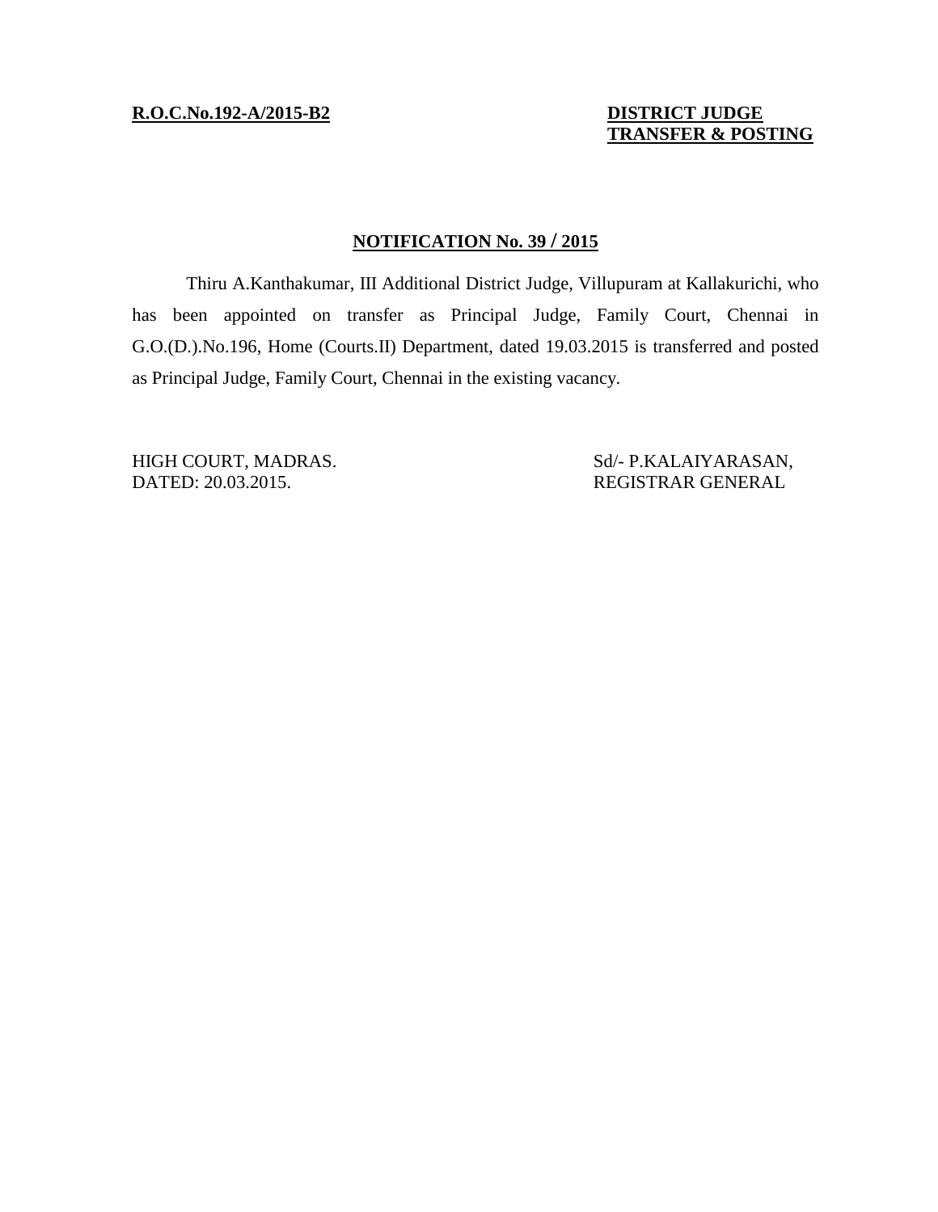**R.O.C.No.192-A/2015-B2**

**DISTRICT JUDGE**
**TRANSFER & POSTING**

## NOTIFICATION No. 39 / 2015

Thiru A.Kanthakumar, III Additional District Judge, Villupuram at Kallakurichi, who has been appointed on transfer as Principal Judge, Family Court, Chennai in G.O.(D.).No.196, Home (Courts.II) Department, dated 19.03.2015 is transferred and posted as Principal Judge, Family Court, Chennai in the existing vacancy.

HIGH COURT, MADRAS.
DATED: 20.03.2015.

Sd/- P.KALAIYARASAN,
REGISTRAR GENERAL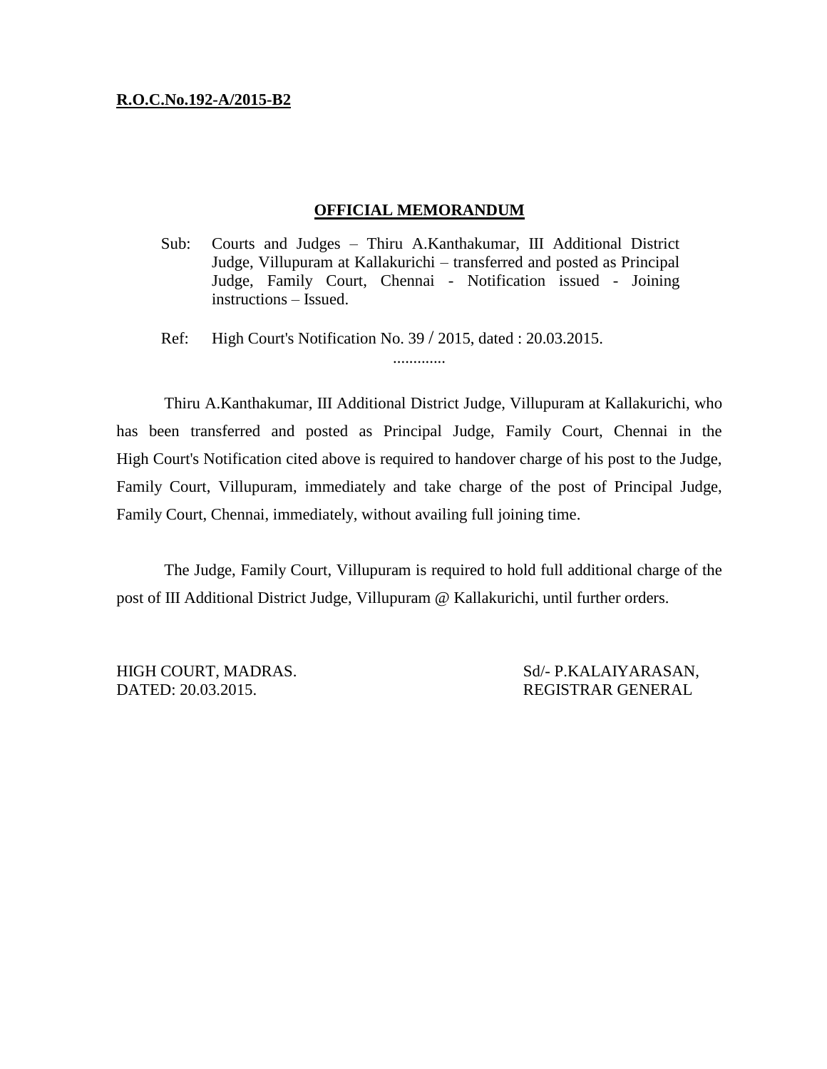**R.O.C.No.192-A/2015-B2**

## OFFICIAL MEMORANDUM

Sub: Courts and Judges – Thiru A.Kanthakumar, III Additional District Judge, Villupuram at Kallakurichi – transferred and posted as Principal Judge, Family Court, Chennai - Notification issued - Joining instructions – Issued.

Ref: High Court's Notification No. 39 / 2015, dated : 20.03.2015.

.............

Thiru A.Kanthakumar, III Additional District Judge, Villupuram at Kallakurichi, who has been transferred and posted as Principal Judge, Family Court, Chennai in the High Court's Notification cited above is required to handover charge of his post to the Judge, Family Court, Villupuram, immediately and take charge of the post of Principal Judge, Family Court, Chennai, immediately, without availing full joining time.

The Judge, Family Court, Villupuram is required to hold full additional charge of the post of III Additional District Judge, Villupuram @ Kallakurichi, until further orders.

HIGH COURT, MADRAS.
DATED: 20.03.2015.

Sd/- P.KALAIYARASAN,
REGISTRAR GENERAL